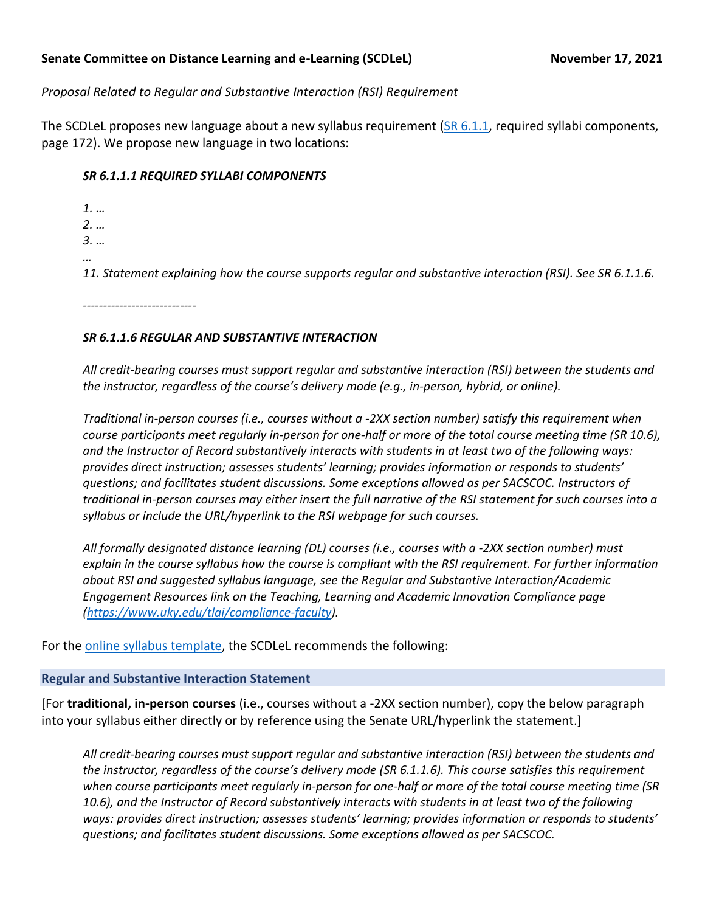**Senate Committee on Distance Learning and e-Learning (SCDLeL)** **November 17, 2021**

*Proposal Related to Regular and Substantive Interaction (RSI) Requirement*

The SCDLeL proposes new language about a new syllabus requirement (SR 6.1.1, required syllabi components, page 172). We propose new language in two locations:

> ***SR 6.1.1.1 REQUIRED SYLLABI COMPONENTS***
>
> *1. …*
> *2. …*
> *3. …*
> *…*
> *11. Statement explaining how the course supports regular and substantive interaction (RSI). See SR 6.1.1.6.*
>
> ----------------------------
>
> ***SR 6.1.1.6 REGULAR AND SUBSTANTIVE INTERACTION***
>
> *All credit-bearing courses must support regular and substantive interaction (RSI) between the students and the instructor, regardless of the course's delivery mode (e.g., in-person, hybrid, or online).*
>
> *Traditional in-person courses (i.e., courses without a -2XX section number) satisfy this requirement when course participants meet regularly in-person for one-half or more of the total course meeting time (SR 10.6), and the Instructor of Record substantively interacts with students in at least two of the following ways: provides direct instruction; assesses students' learning; provides information or responds to students' questions; and facilitates student discussions. Some exceptions allowed as per SACSCOC. Instructors of traditional in-person courses may either insert the full narrative of the RSI statement for such courses into a syllabus or include the URL/hyperlink to the RSI webpage for such courses.*
>
> *All formally designated distance learning (DL) courses (i.e., courses with a -2XX section number) must explain in the course syllabus how the course is compliant with the RSI requirement. For further information about RSI and suggested syllabus language, see the Regular and Substantive Interaction/Academic Engagement Resources link on the Teaching, Learning and Academic Innovation Compliance page (https://www.uky.edu/tlai/compliance-faculty).*

For the online syllabus template, the SCDLeL recommends the following:

**Regular and Substantive Interaction Statement**

[For **traditional, in-person courses** (i.e., courses without a -2XX section number), copy the below paragraph into your syllabus either directly or by reference using the Senate URL/hyperlink the statement.]

> *All credit-bearing courses must support regular and substantive interaction (RSI) between the students and the instructor, regardless of the course's delivery mode (SR 6.1.1.6). This course satisfies this requirement when course participants meet regularly in-person for one-half or more of the total course meeting time (SR 10.6), and the Instructor of Record substantively interacts with students in at least two of the following ways: provides direct instruction; assesses students' learning; provides information or responds to students' questions; and facilitates student discussions. Some exceptions allowed as per SACSCOC.*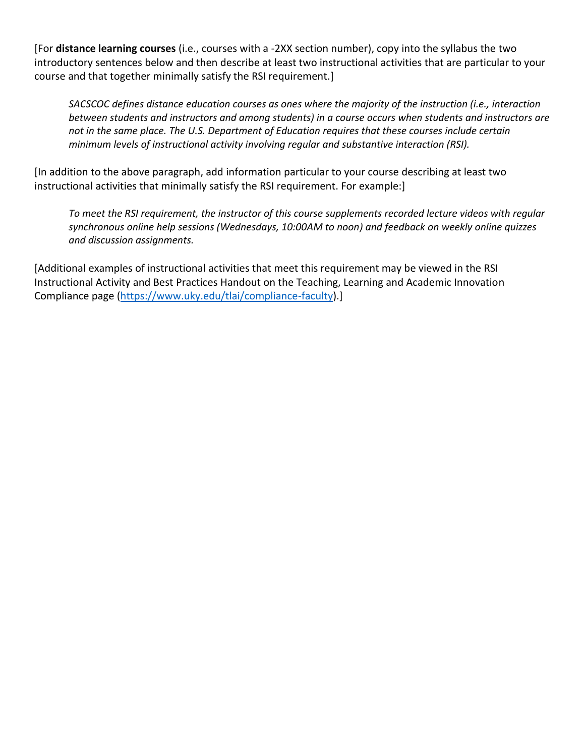[For **distance learning courses** (i.e., courses with a -2XX section number), copy into the syllabus the two introductory sentences below and then describe at least two instructional activities that are particular to your course and that together minimally satisfy the RSI requirement.]

> *SACSCOC defines distance education courses as ones where the majority of the instruction (i.e., interaction between students and instructors and among students) in a course occurs when students and instructors are not in the same place. The U.S. Department of Education requires that these courses include certain minimum levels of instructional activity involving regular and substantive interaction (RSI).*

[In addition to the above paragraph, add information particular to your course describing at least two instructional activities that minimally satisfy the RSI requirement. For example:]

> *To meet the RSI requirement, the instructor of this course supplements recorded lecture videos with regular synchronous online help sessions (Wednesdays, 10:00AM to noon) and feedback on weekly online quizzes and discussion assignments.*

[Additional examples of instructional activities that meet this requirement may be viewed in the RSI Instructional Activity and Best Practices Handout on the Teaching, Learning and Academic Innovation Compliance page (https://www.uky.edu/tlai/compliance-faculty).]